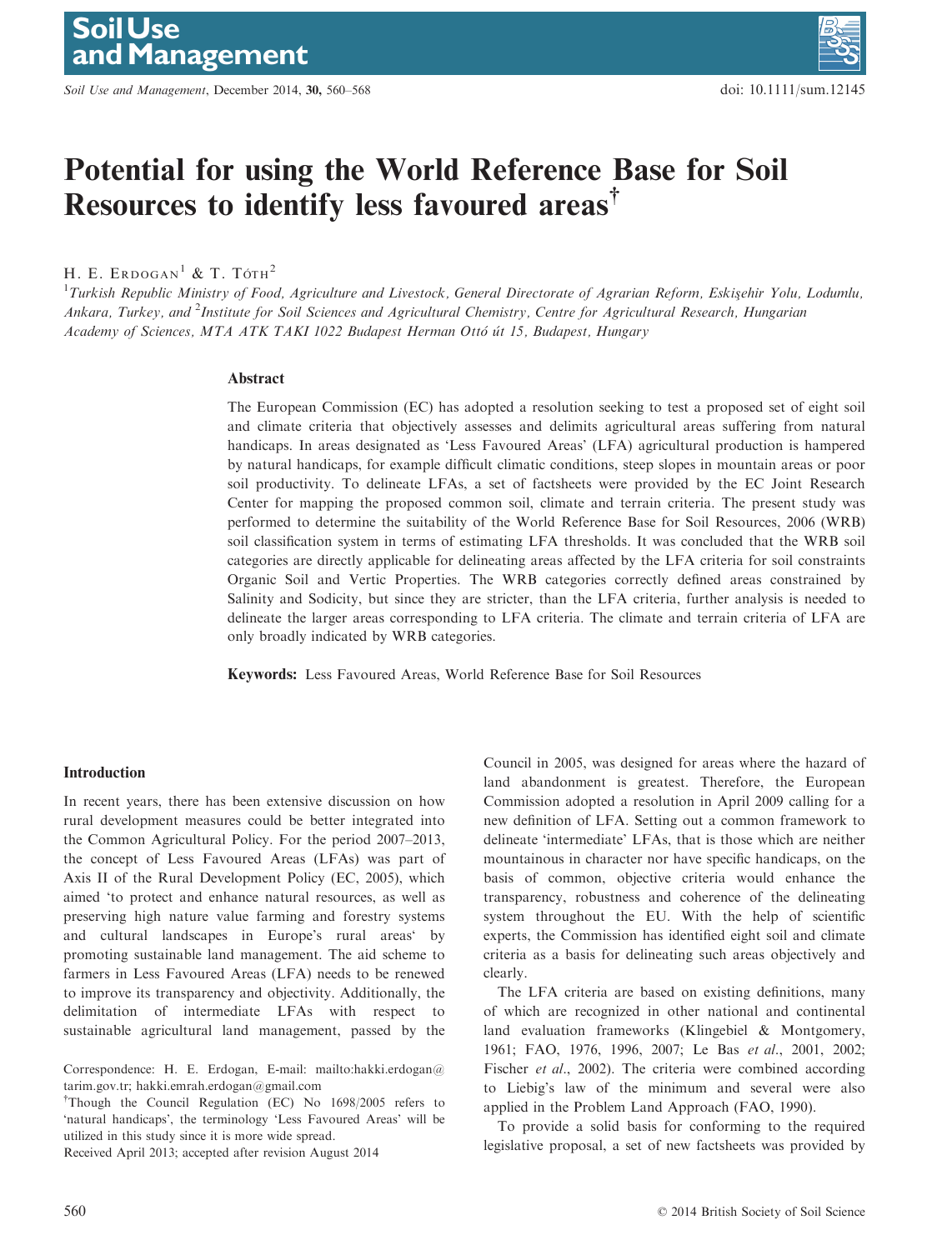# Potential for using the World Reference Base for Soil Resources to identify less favoured areas[†]

H. E. Erdogan[1] & T. Tóth[2]

[1]*Turkish Republic Ministry of Food, Agriculture and Livestock, General Directorate of Agrarian Reform, Eskişehir Yolu, Lodumlu, Ankara, Turkey, and* [2]*Institute for Soil Sciences and Agricultural Chemistry, Centre for Agricultural Research, Hungarian Academy of Sciences, MTA ATK TAKI 1022 Budapest Herman Ottó út 15, Budapest, Hungary*

## Abstract

The European Commission (EC) has adopted a resolution seeking to test a proposed set of eight soil and climate criteria that objectively assesses and delimits agricultural areas suffering from natural handicaps. In areas designated as 'Less Favoured Areas' (LFA) agricultural production is hampered by natural handicaps, for example difficult climatic conditions, steep slopes in mountain areas or poor soil productivity. To delineate LFAs, a set of factsheets were provided by the EC Joint Research Center for mapping the proposed common soil, climate and terrain criteria. The present study was performed to determine the suitability of the World Reference Base for Soil Resources, 2006 (WRB) soil classification system in terms of estimating LFA thresholds. It was concluded that the WRB soil categories are directly applicable for delineating areas affected by the LFA criteria for soil constraints Organic Soil and Vertic Properties. The WRB categories correctly defined areas constrained by Salinity and Sodicity, but since they are stricter, than the LFA criteria, further analysis is needed to delineate the larger areas corresponding to LFA criteria. The climate and terrain criteria of LFA are only broadly indicated by WRB categories.

**Keywords:** Less Favoured Areas, World Reference Base for Soil Resources

## Introduction

In recent years, there has been extensive discussion on how rural development measures could be better integrated into the Common Agricultural Policy. For the period 2007–2013, the concept of Less Favoured Areas (LFAs) was part of Axis II of the Rural Development Policy (EC, 2005), which aimed 'to protect and enhance natural resources, as well as preserving high nature value farming and forestry systems and cultural landscapes in Europe's rural areas' by promoting sustainable land management. The aid scheme to farmers in Less Favoured Areas (LFA) needs to be renewed to improve its transparency and objectivity. Additionally, the delimitation of intermediate LFAs with respect to sustainable agricultural land management, passed by the Council in 2005, was designed for areas where the hazard of land abandonment is greatest. Therefore, the European Commission adopted a resolution in April 2009 calling for a new definition of LFA. Setting out a common framework to delineate 'intermediate' LFAs, that is those which are neither mountainous in character nor have specific handicaps, on the basis of common, objective criteria would enhance the transparency, robustness and coherence of the delineating system throughout the EU. With the help of scientific experts, the Commission has identified eight soil and climate criteria as a basis for delineating such areas objectively and clearly.

The LFA criteria are based on existing definitions, many of which are recognized in other national and continental land evaluation frameworks (Klingebiel & Montgomery, 1961; FAO, 1976, 1996, 2007; Le Bas *et al*., 2001, 2002; Fischer *et al*., 2002). The criteria were combined according to Liebig's law of the minimum and several were also applied in the Problem Land Approach (FAO, 1990).

To provide a solid basis for conforming to the required legislative proposal, a set of new factsheets was provided by

Correspondence: H. E. Erdogan, E-mail: mailto:hakki.erdogan@tarim.gov.tr; hakki.emrah.erdogan@gmail.com

[†]Though the Council Regulation (EC) No 1698/2005 refers to 'natural handicaps', the terminology 'Less Favoured Areas' will be utilized in this study since it is more wide spread.

Received April 2013; accepted after revision August 2014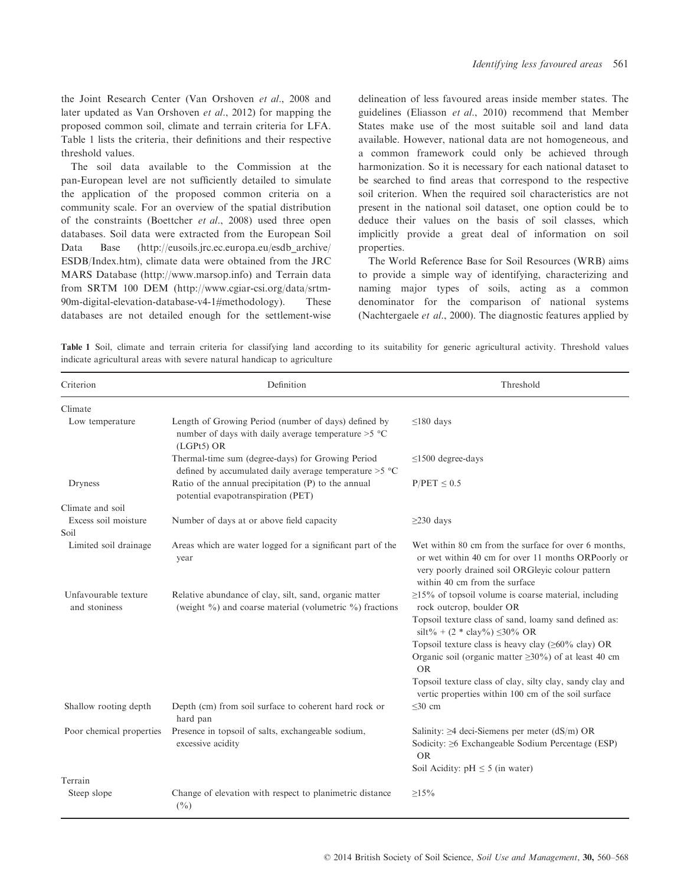the Joint Research Center (Van Orshoven *et al*., 2008 and later updated as Van Orshoven *et al*., 2012) for mapping the proposed common soil, climate and terrain criteria for LFA. Table 1 lists the criteria, their definitions and their respective threshold values.

The soil data available to the Commission at the pan-European level are not sufficiently detailed to simulate the application of the proposed common criteria on a community scale. For an overview of the spatial distribution of the constraints (Boettcher *et al*., 2008) used three open databases. Soil data were extracted from the European Soil Data Base (http://eusoils.jrc.ec.europa.eu/esdb_archive/ESDB/Index.htm), climate data were obtained from the JRC MARS Database (http://www.marsop.info) and Terrain data from SRTM 100 DEM (http://www.cgiar-csi.org/data/srtm-90m-digital-elevation-database-v4-1#methodology). These databases are not detailed enough for the settlement-wise delineation of less favoured areas inside member states. The guidelines (Eliasson *et al*., 2010) recommend that Member States make use of the most suitable soil and land data available. However, national data are not homogeneous, and a common framework could only be achieved through harmonization. So it is necessary for each national dataset to be searched to find areas that correspond to the respective soil criterion. When the required soil characteristics are not present in the national soil dataset, one option could be to deduce their values on the basis of soil classes, which implicitly provide a great deal of information on soil properties.

The World Reference Base for Soil Resources (WRB) aims to provide a simple way of identifying, characterizing and naming major types of soils, acting as a common denominator for the comparison of national systems (Nachtergaele *et al*., 2000). The diagnostic features applied by

**Table 1** Soil, climate and terrain criteria for classifying land according to its suitability for generic agricultural activity. Threshold values indicate agricultural areas with severe natural handicap to agriculture

| Criterion | Definition | Threshold |
|---|---|---|
| Climate | | |
| Low temperature | Length of Growing Period (number of days) defined by number of days with daily average temperature >5 °C (LGPt5) OR | ≤180 days |
| | Thermal-time sum (degree-days) for Growing Period defined by accumulated daily average temperature >5 °C | ≤1500 degree-days |
| Dryness | Ratio of the annual precipitation (P) to the annual potential evapotranspiration (PET) | P/PET ≤ 0.5 |
| Climate and soil | | |
| Excess soil moisture | Number of days at or above field capacity | ≥230 days |
| Soil | | |
| Limited soil drainage | Areas which are water logged for a significant part of the year | Wet within 80 cm from the surface for over 6 months, or wet within 40 cm for over 11 months ORPoorly or very poorly drained soil ORGleyic colour pattern within 40 cm from the surface |
| Unfavourable texture and stoniness | Relative abundance of clay, silt, sand, organic matter (weight %) and coarse material (volumetric %) fractions | ≥15% of topsoil volume is coarse material, including rock outcrop, boulder OR<br>Topsoil texture class of sand, loamy sand defined as: silt% + (2 * clay%) ≤30% OR<br>Topsoil texture class is heavy clay (≥60% clay) OR<br>Organic soil (organic matter ≥30%) of at least 40 cm OR<br>Topsoil texture class of clay, silty clay, sandy clay and vertic properties within 100 cm of the soil surface |
| Shallow rooting depth | Depth (cm) from soil surface to coherent hard rock or hard pan | ≤30 cm |
| Poor chemical properties | Presence in topsoil of salts, exchangeable sodium, excessive acidity | Salinity: ≥4 deci-Siemens per meter (dS/m) OR<br>Sodicity: ≥6 Exchangeable Sodium Percentage (ESP) OR<br>Soil Acidity: pH ≤ 5 (in water) |
| Terrain | | |
| Steep slope | Change of elevation with respect to planimetric distance (%) | ≥15% |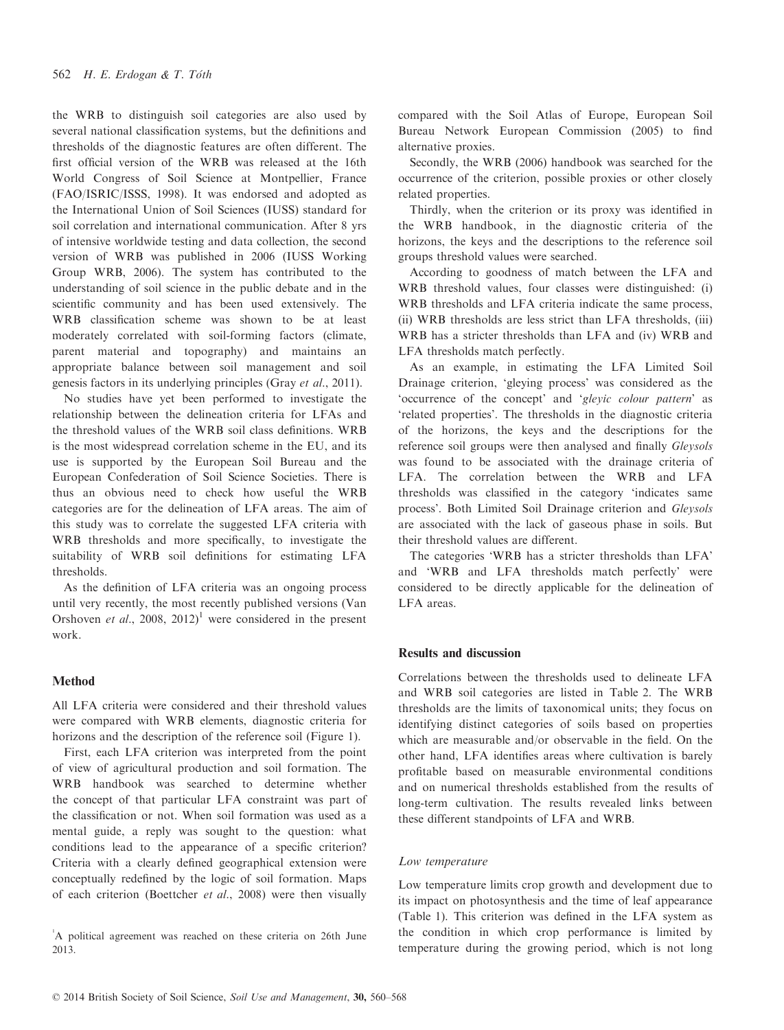the WRB to distinguish soil categories are also used by several national classification systems, but the definitions and thresholds of the diagnostic features are often different. The first official version of the WRB was released at the 16th World Congress of Soil Science at Montpellier, France (FAO/ISRIC/ISSS, 1998). It was endorsed and adopted as the International Union of Soil Sciences (IUSS) standard for soil correlation and international communication. After 8 yrs of intensive worldwide testing and data collection, the second version of WRB was published in 2006 (IUSS Working Group WRB, 2006). The system has contributed to the understanding of soil science in the public debate and in the scientific community and has been used extensively. The WRB classification scheme was shown to be at least moderately correlated with soil-forming factors (climate, parent material and topography) and maintains an appropriate balance between soil management and soil genesis factors in its underlying principles (Gray *et al*., 2011).

No studies have yet been performed to investigate the relationship between the delineation criteria for LFAs and the threshold values of the WRB soil class definitions. WRB is the most widespread correlation scheme in the EU, and its use is supported by the European Soil Bureau and the European Confederation of Soil Science Societies. There is thus an obvious need to check how useful the WRB categories are for the delineation of LFA areas. The aim of this study was to correlate the suggested LFA criteria with WRB thresholds and more specifically, to investigate the suitability of WRB soil definitions for estimating LFA thresholds.

As the definition of LFA criteria was an ongoing process until very recently, the most recently published versions (Van Orshoven *et al*., 2008, 2012)[1] were considered in the present work.

## Method

All LFA criteria were considered and their threshold values were compared with WRB elements, diagnostic criteria for horizons and the description of the reference soil (Figure 1).

First, each LFA criterion was interpreted from the point of view of agricultural production and soil formation. The WRB handbook was searched to determine whether the concept of that particular LFA constraint was part of the classification or not. When soil formation was used as a mental guide, a reply was sought to the question: what conditions lead to the appearance of a specific criterion? Criteria with a clearly defined geographical extension were conceptually redefined by the logic of soil formation. Maps of each criterion (Boettcher *et al*., 2008) were then visually compared with the Soil Atlas of Europe, European Soil Bureau Network European Commission (2005) to find alternative proxies.

Secondly, the WRB (2006) handbook was searched for the occurrence of the criterion, possible proxies or other closely related properties.

Thirdly, when the criterion or its proxy was identified in the WRB handbook, in the diagnostic criteria of the horizons, the keys and the descriptions to the reference soil groups threshold values were searched.

According to goodness of match between the LFA and WRB threshold values, four classes were distinguished: (i) WRB thresholds and LFA criteria indicate the same process, (ii) WRB thresholds are less strict than LFA thresholds, (iii) WRB has a stricter thresholds than LFA and (iv) WRB and LFA thresholds match perfectly.

As an example, in estimating the LFA Limited Soil Drainage criterion, 'gleying process' was considered as the 'occurrence of the concept' and '*gleyic colour pattern*' as 'related properties'. The thresholds in the diagnostic criteria of the horizons, the keys and the descriptions for the reference soil groups were then analysed and finally *Gleysols* was found to be associated with the drainage criteria of LFA. The correlation between the WRB and LFA thresholds was classified in the category 'indicates same process'. Both Limited Soil Drainage criterion and *Gleysols* are associated with the lack of gaseous phase in soils. But their threshold values are different.

The categories 'WRB has a stricter thresholds than LFA' and 'WRB and LFA thresholds match perfectly' were considered to be directly applicable for the delineation of LFA areas.

## Results and discussion

Correlations between the thresholds used to delineate LFA and WRB soil categories are listed in Table 2. The WRB thresholds are the limits of taxonomical units; they focus on identifying distinct categories of soils based on properties which are measurable and/or observable in the field. On the other hand, LFA identifies areas where cultivation is barely profitable based on measurable environmental conditions and on numerical thresholds established from the results of long-term cultivation. The results revealed links between these different standpoints of LFA and WRB.

### *Low temperature*

Low temperature limits crop growth and development due to its impact on photosynthesis and the time of leaf appearance (Table 1). This criterion was defined in the LFA system as the condition in which crop performance is limited by temperature during the growing period, which is not long

[1] A political agreement was reached on these criteria on 26th June 2013.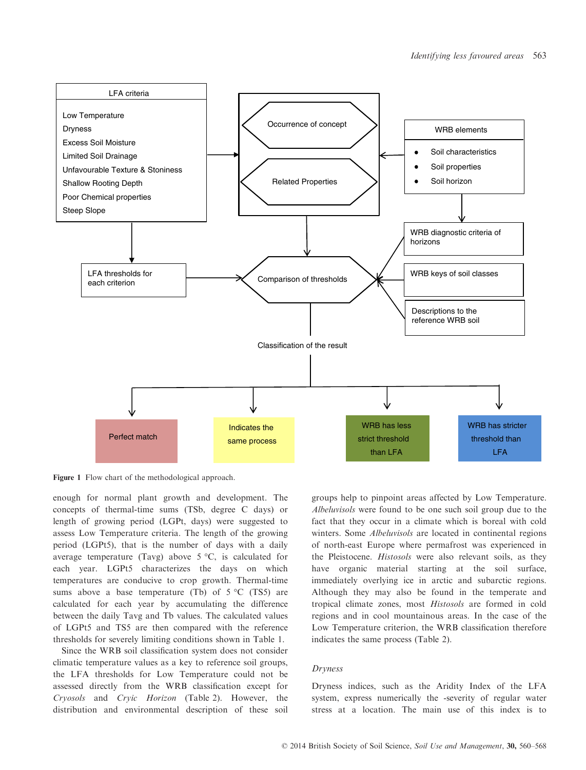LFA criteria

- Low Temperature
- Dryness
- Excess Soil Moisture
- Limited Soil Drainage
- Unfavourable Texture & Stoniness
- Shallow Rooting Depth
- Poor Chemical properties
- Steep Slope

Occurrence of concept

Related Properties

WRB elements

- Soil characteristics
- Soil properties
- Soil horizon

WRB diagnostic criteria of horizons

WRB keys of soil classes

Descriptions to the reference WRB soil

LFA thresholds for each criterion

Comparison of thresholds

Classification of the result

Perfect match | Indicates the same process | WRB has less strict threshold than LFA | WRB has stricter threshold than LFA

**Figure 1** Flow chart of the methodological approach.

enough for normal plant growth and development. The concepts of thermal-time sums (TSb, degree C days) or length of growing period (LGPt, days) were suggested to assess Low Temperature criteria. The length of the growing period (LGPt5), that is the number of days with a daily average temperature (Tavg) above 5 °C, is calculated for each year. LGPt5 characterizes the days on which temperatures are conducive to crop growth. Thermal-time sums above a base temperature (Tb) of 5 °C (TS5) are calculated for each year by accumulating the difference between the daily Tavg and Tb values. The calculated values of LGPt5 and TS5 are then compared with the reference thresholds for severely limiting conditions shown in Table 1.

Since the WRB soil classification system does not consider climatic temperature values as a key to reference soil groups, the LFA thresholds for Low Temperature could not be assessed directly from the WRB classification except for *Cryosols* and *Cryic Horizon* (Table 2). However, the distribution and environmental description of these soil groups help to pinpoint areas affected by Low Temperature. *Albeluvisols* were found to be one such soil group due to the fact that they occur in a climate which is boreal with cold winters. Some *Albeluvisols* are located in continental regions of north-east Europe where permafrost was experienced in the Pleistocene. *Histosols* were also relevant soils, as they have organic material starting at the soil surface, immediately overlying ice in arctic and subarctic regions. Although they may also be found in the temperate and tropical climate zones, most *Histosols* are formed in cold regions and in cool mountainous areas. In the case of the Low Temperature criterion, the WRB classification therefore indicates the same process (Table 2).

*Dryness*

Dryness indices, such as the Aridity Index of the LFA system, express numerically the -severity of regular water stress at a location. The main use of this index is to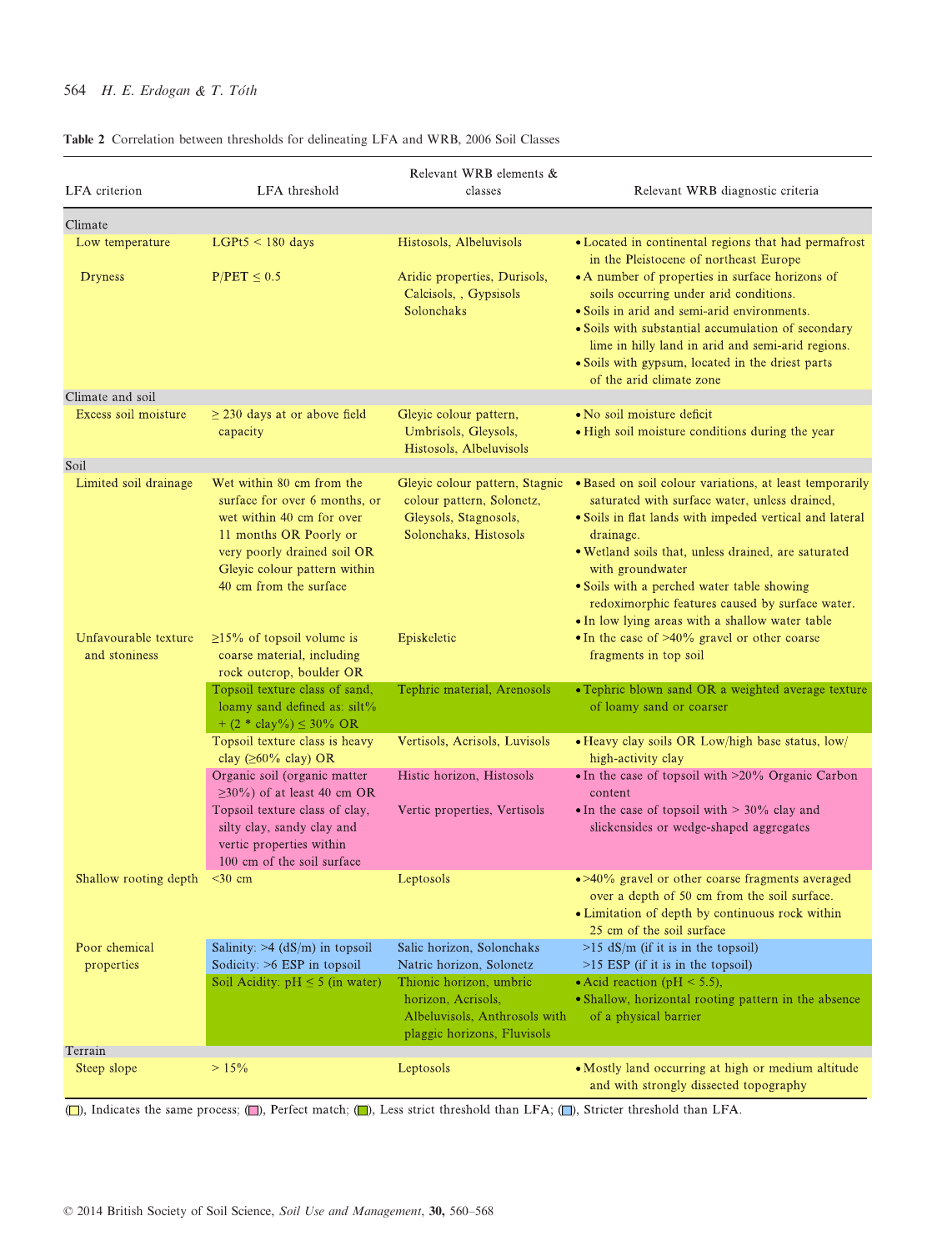**Table 2** Correlation between thresholds for delineating LFA and WRB, 2006 Soil Classes

| LFA criterion | LFA threshold | Relevant WRB elements & classes | Relevant WRB diagnostic criteria |
|---|---|---|---|
| **Climate** | | | |
| Low temperature | LGPt5 < 180 days | Histosols, Albeluvisols | • Located in continental regions that had permafrost in the Pleistocene of northeast Europe |
| Dryness | P/PET ≤ 0.5 | Aridic properties, Durisols, Calcisols, , Gypsisols Solonchaks | • A number of properties in surface horizons of soils occurring under arid conditions. • Soils in arid and semi-arid environments. • Soils with substantial accumulation of secondary lime in hilly land in arid and semi-arid regions. • Soils with gypsum, located in the driest parts of the arid climate zone |
| **Climate and soil** | | | |
| Excess soil moisture | ≥ 230 days at or above field capacity | Gleyic colour pattern, Umbrisols, Gleysols, Histosols, Albeluvisols | • No soil moisture deficit • High soil moisture conditions during the year |
| **Soil** | | | |
| Limited soil drainage | Wet within 80 cm from the surface for over 6 months, or wet within 40 cm for over 11 months OR Poorly or very poorly drained soil OR Gleyic colour pattern within 40 cm from the surface | Gleyic colour pattern, Stagnic colour pattern, Solonetz, Gleysols, Stagnosols, Solonchaks, Histosols | • Based on soil colour variations, at least temporarily saturated with surface water, unless drained, • Soils in flat lands with impeded vertical and lateral drainage. • Wetland soils that, unless drained, are saturated with groundwater • Soils with a perched water table showing redoximorphic features caused by surface water. • In low lying areas with a shallow water table |
| Unfavourable texture and stoniness | ≥15% of topsoil volume is coarse material, including rock outcrop, boulder OR | Episkeletic | • In the case of >40% gravel or other coarse fragments in top soil |
| | Topsoil texture class of sand, loamy sand defined as: silt% + (2 * clay%) ≤ 30% OR | Tephric material, Arenosols | • Tephric blown sand OR a weighted average texture of loamy sand or coarser |
| | Topsoil texture class is heavy clay (≥60% clay) OR | Vertisols, Acrisols, Luvisols | • Heavy clay soils OR Low/high base status, low/high-activity clay |
| | Organic soil (organic matter ≥30%) of at least 40 cm OR | Histic horizon, Histosols | • In the case of topsoil with >20% Organic Carbon content |
| | Topsoil texture class of clay, silty clay, sandy clay and vertic properties within 100 cm of the soil surface | Vertic properties, Vertisols | • In the case of topsoil with > 30% clay and slickensides or wedge-shaped aggregates |
| Shallow rooting depth | <30 cm | Leptosols | • >40% gravel or other coarse fragments averaged over a depth of 50 cm from the soil surface. • Limitation of depth by continuous rock within 25 cm of the soil surface |
| Poor chemical properties | Salinity: >4 (dS/m) in topsoil | Salic horizon, Solonchaks | >15 dS/m (if it is in the topsoil) |
| | Sodicity: >6 ESP in topsoil | Natric horizon, Solonetz | >15 ESP (if it is in the topsoil) |
| | Soil Acidity: pH ≤ 5 (in water) | Thionic horizon, umbric horizon, Acrisols, Albeluvisols, Anthrosols with plaggic horizons, Fluvisols | • Acid reaction (pH < 5.5), • Shallow, horizontal rooting pattern in the absence of a physical barrier |
| **Terrain** | | | |
| Steep slope | > 15% | Leptosols | • Mostly land occurring at high or medium altitude and with strongly dissected topography |

(yellow), Indicates the same process; (pink), Perfect match; (green), Less strict threshold than LFA; (blue), Stricter threshold than LFA.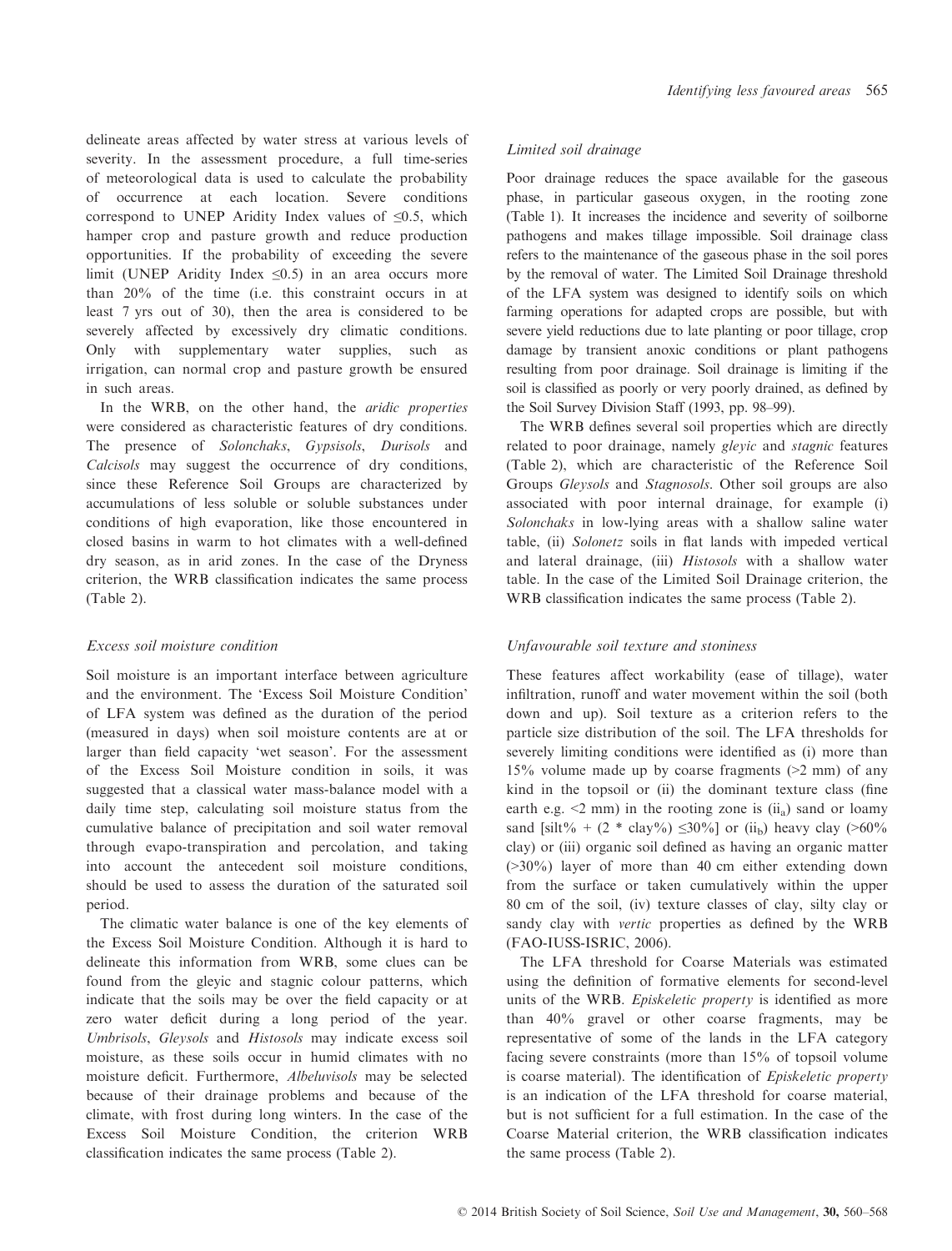delineate areas affected by water stress at various levels of severity. In the assessment procedure, a full time-series of meteorological data is used to calculate the probability of occurrence at each location. Severe conditions correspond to UNEP Aridity Index values of $\leq$0.5, which hamper crop and pasture growth and reduce production opportunities. If the probability of exceeding the severe limit (UNEP Aridity Index $\leq$0.5) in an area occurs more than 20% of the time (i.e. this constraint occurs in at least 7 yrs out of 30), then the area is considered to be severely affected by excessively dry climatic conditions. Only with supplementary water supplies, such as irrigation, can normal crop and pasture growth be ensured in such areas.

In the WRB, on the other hand, the *aridic properties* were considered as characteristic features of dry conditions. The presence of *Solonchaks*, *Gypsisols*, *Durisols* and *Calcisols* may suggest the occurrence of dry conditions, since these Reference Soil Groups are characterized by accumulations of less soluble or soluble substances under conditions of high evaporation, like those encountered in closed basins in warm to hot climates with a well-defined dry season, as in arid zones. In the case of the Dryness criterion, the WRB classification indicates the same process (Table 2).

### *Excess soil moisture condition*

Soil moisture is an important interface between agriculture and the environment. The 'Excess Soil Moisture Condition' of LFA system was defined as the duration of the period (measured in days) when soil moisture contents are at or larger than field capacity 'wet season'. For the assessment of the Excess Soil Moisture condition in soils, it was suggested that a classical water mass-balance model with a daily time step, calculating soil moisture status from the cumulative balance of precipitation and soil water removal through evapo-transpiration and percolation, and taking into account the antecedent soil moisture conditions, should be used to assess the duration of the saturated soil period.

The climatic water balance is one of the key elements of the Excess Soil Moisture Condition. Although it is hard to delineate this information from WRB, some clues can be found from the gleyic and stagnic colour patterns, which indicate that the soils may be over the field capacity or at zero water deficit during a long period of the year. *Umbrisols*, *Gleysols* and *Histosols* may indicate excess soil moisture, as these soils occur in humid climates with no moisture deficit. Furthermore, *Albeluvisols* may be selected because of their drainage problems and because of the climate, with frost during long winters. In the case of the Excess Soil Moisture Condition, the criterion WRB classification indicates the same process (Table 2).

### *Limited soil drainage*

Poor drainage reduces the space available for the gaseous phase, in particular gaseous oxygen, in the rooting zone (Table 1). It increases the incidence and severity of soilborne pathogens and makes tillage impossible. Soil drainage class refers to the maintenance of the gaseous phase in the soil pores by the removal of water. The Limited Soil Drainage threshold of the LFA system was designed to identify soils on which farming operations for adapted crops are possible, but with severe yield reductions due to late planting or poor tillage, crop damage by transient anoxic conditions or plant pathogens resulting from poor drainage. Soil drainage is limiting if the soil is classified as poorly or very poorly drained, as defined by the Soil Survey Division Staff (1993, pp. 98–99).

The WRB defines several soil properties which are directly related to poor drainage, namely *gleyic* and *stagnic* features (Table 2), which are characteristic of the Reference Soil Groups *Gleysols* and *Stagnosols*. Other soil groups are also associated with poor internal drainage, for example (i) *Solonchaks* in low-lying areas with a shallow saline water table, (ii) *Solonetz* soils in flat lands with impeded vertical and lateral drainage, (iii) *Histosols* with a shallow water table. In the case of the Limited Soil Drainage criterion, the WRB classification indicates the same process (Table 2).

### *Unfavourable soil texture and stoniness*

These features affect workability (ease of tillage), water infiltration, runoff and water movement within the soil (both down and up). Soil texture as a criterion refers to the particle size distribution of the soil. The LFA thresholds for severely limiting conditions were identified as (i) more than 15% volume made up by coarse fragments (>2 mm) of any kind in the topsoil or (ii) the dominant texture class (fine earth e.g. <2 mm) in the rooting zone is ($ii_a$) sand or loamy sand [silt% + (2 * clay%) $\leq$30%] or ($ii_b$) heavy clay (>60% clay) or (iii) organic soil defined as having an organic matter (>30%) layer of more than 40 cm either extending down from the surface or taken cumulatively within the upper 80 cm of the soil, (iv) texture classes of clay, silty clay or sandy clay with *vertic* properties as defined by the WRB (FAO-IUSS-ISRIC, 2006).

The LFA threshold for Coarse Materials was estimated using the definition of formative elements for second-level units of the WRB. *Episkeletic property* is identified as more than 40% gravel or other coarse fragments, may be representative of some of the lands in the LFA category facing severe constraints (more than 15% of topsoil volume is coarse material). The identification of *Episkeletic property* is an indication of the LFA threshold for coarse material, but is not sufficient for a full estimation. In the case of the Coarse Material criterion, the WRB classification indicates the same process (Table 2).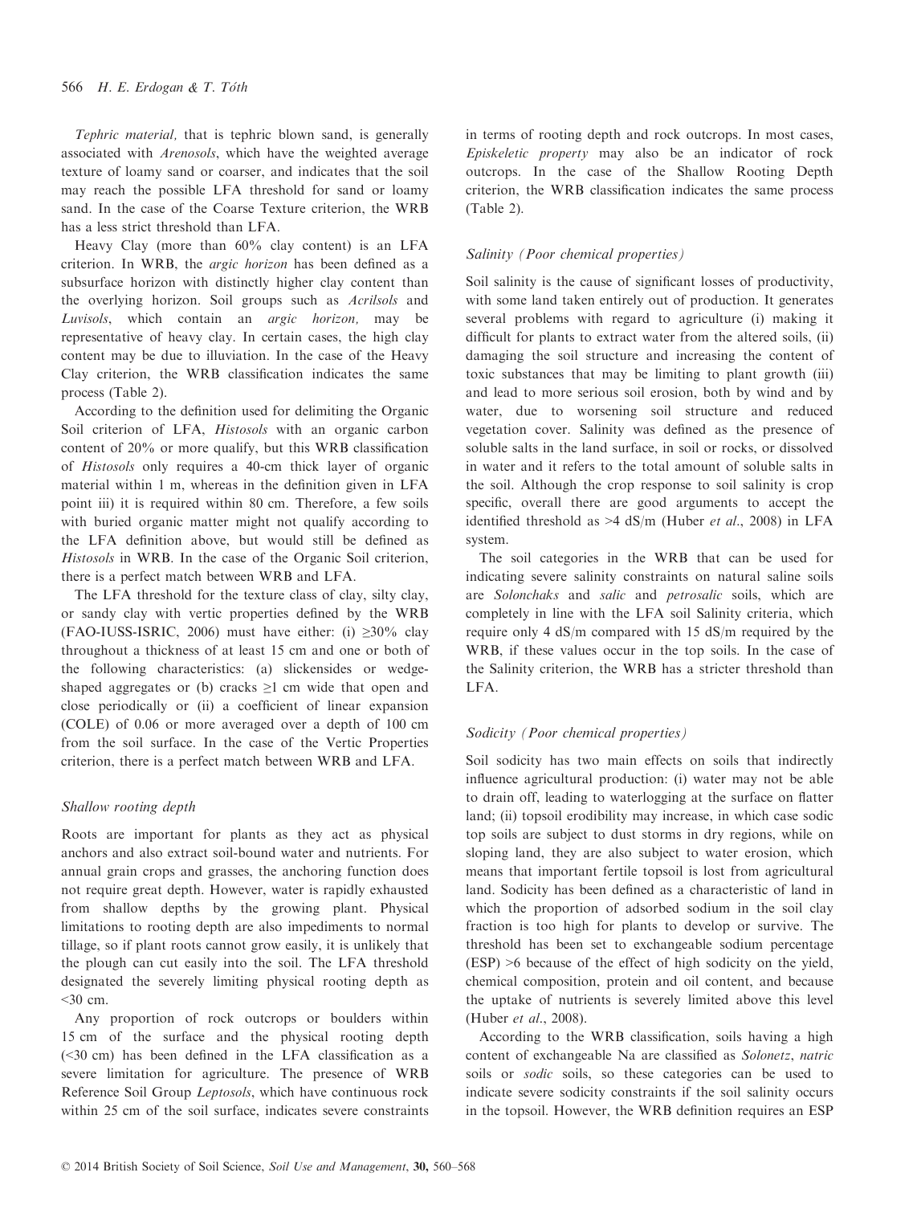*Tephric material,* that is tephric blown sand, is generally associated with *Arenosols*, which have the weighted average texture of loamy sand or coarser, and indicates that the soil may reach the possible LFA threshold for sand or loamy sand. In the case of the Coarse Texture criterion, the WRB has a less strict threshold than LFA.

Heavy Clay (more than 60% clay content) is an LFA criterion. In WRB, the *argic horizon* has been defined as a subsurface horizon with distinctly higher clay content than the overlying horizon. Soil groups such as *Acrilsols* and *Luvisols*, which contain an *argic horizon,* may be representative of heavy clay. In certain cases, the high clay content may be due to illuviation. In the case of the Heavy Clay criterion, the WRB classification indicates the same process (Table 2).

According to the definition used for delimiting the Organic Soil criterion of LFA, *Histosols* with an organic carbon content of 20% or more qualify, but this WRB classification of *Histosols* only requires a 40-cm thick layer of organic material within 1 m, whereas in the definition given in LFA point iii) it is required within 80 cm. Therefore, a few soils with buried organic matter might not qualify according to the LFA definition above, but would still be defined as *Histosols* in WRB. In the case of the Organic Soil criterion, there is a perfect match between WRB and LFA.

The LFA threshold for the texture class of clay, silty clay, or sandy clay with vertic properties defined by the WRB (FAO-IUSS-ISRIC, 2006) must have either: (i) ≥30% clay throughout a thickness of at least 15 cm and one or both of the following characteristics: (a) slickensides or wedge-shaped aggregates or (b) cracks ≥1 cm wide that open and close periodically or (ii) a coefficient of linear expansion (COLE) of 0.06 or more averaged over a depth of 100 cm from the soil surface. In the case of the Vertic Properties criterion, there is a perfect match between WRB and LFA.

### Shallow rooting depth

Roots are important for plants as they act as physical anchors and also extract soil-bound water and nutrients. For annual grain crops and grasses, the anchoring function does not require great depth. However, water is rapidly exhausted from shallow depths by the growing plant. Physical limitations to rooting depth are also impediments to normal tillage, so if plant roots cannot grow easily, it is unlikely that the plough can cut easily into the soil. The LFA threshold designated the severely limiting physical rooting depth as <30 cm.

Any proportion of rock outcrops or boulders within 15 cm of the surface and the physical rooting depth (<30 cm) has been defined in the LFA classification as a severe limitation for agriculture. The presence of WRB Reference Soil Group *Leptosols*, which have continuous rock within 25 cm of the soil surface, indicates severe constraints in terms of rooting depth and rock outcrops. In most cases, *Episkeletic property* may also be an indicator of rock outcrops. In the case of the Shallow Rooting Depth criterion, the WRB classification indicates the same process (Table 2).

### Salinity (Poor chemical properties)

Soil salinity is the cause of significant losses of productivity, with some land taken entirely out of production. It generates several problems with regard to agriculture (i) making it difficult for plants to extract water from the altered soils, (ii) damaging the soil structure and increasing the content of toxic substances that may be limiting to plant growth (iii) and lead to more serious soil erosion, both by wind and by water, due to worsening soil structure and reduced vegetation cover. Salinity was defined as the presence of soluble salts in the land surface, in soil or rocks, or dissolved in water and it refers to the total amount of soluble salts in the soil. Although the crop response to soil salinity is crop specific, overall there are good arguments to accept the identified threshold as >4 dS/m (Huber *et al*., 2008) in LFA system.

The soil categories in the WRB that can be used for indicating severe salinity constraints on natural saline soils are *Solonchaks* and *salic* and *petrosalic* soils, which are completely in line with the LFA soil Salinity criteria, which require only 4 dS/m compared with 15 dS/m required by the WRB, if these values occur in the top soils. In the case of the Salinity criterion, the WRB has a stricter threshold than LFA.

### Sodicity (Poor chemical properties)

Soil sodicity has two main effects on soils that indirectly influence agricultural production: (i) water may not be able to drain off, leading to waterlogging at the surface on flatter land; (ii) topsoil erodibility may increase, in which case sodic top soils are subject to dust storms in dry regions, while on sloping land, they are also subject to water erosion, which means that important fertile topsoil is lost from agricultural land. Sodicity has been defined as a characteristic of land in which the proportion of adsorbed sodium in the soil clay fraction is too high for plants to develop or survive. The threshold has been set to exchangeable sodium percentage (ESP) >6 because of the effect of high sodicity on the yield, chemical composition, protein and oil content, and because the uptake of nutrients is severely limited above this level (Huber *et al*., 2008).

According to the WRB classification, soils having a high content of exchangeable Na are classified as *Solonetz*, *natric* soils or *sodic* soils, so these categories can be used to indicate severe sodicity constraints if the soil salinity occurs in the topsoil. However, the WRB definition requires an ESP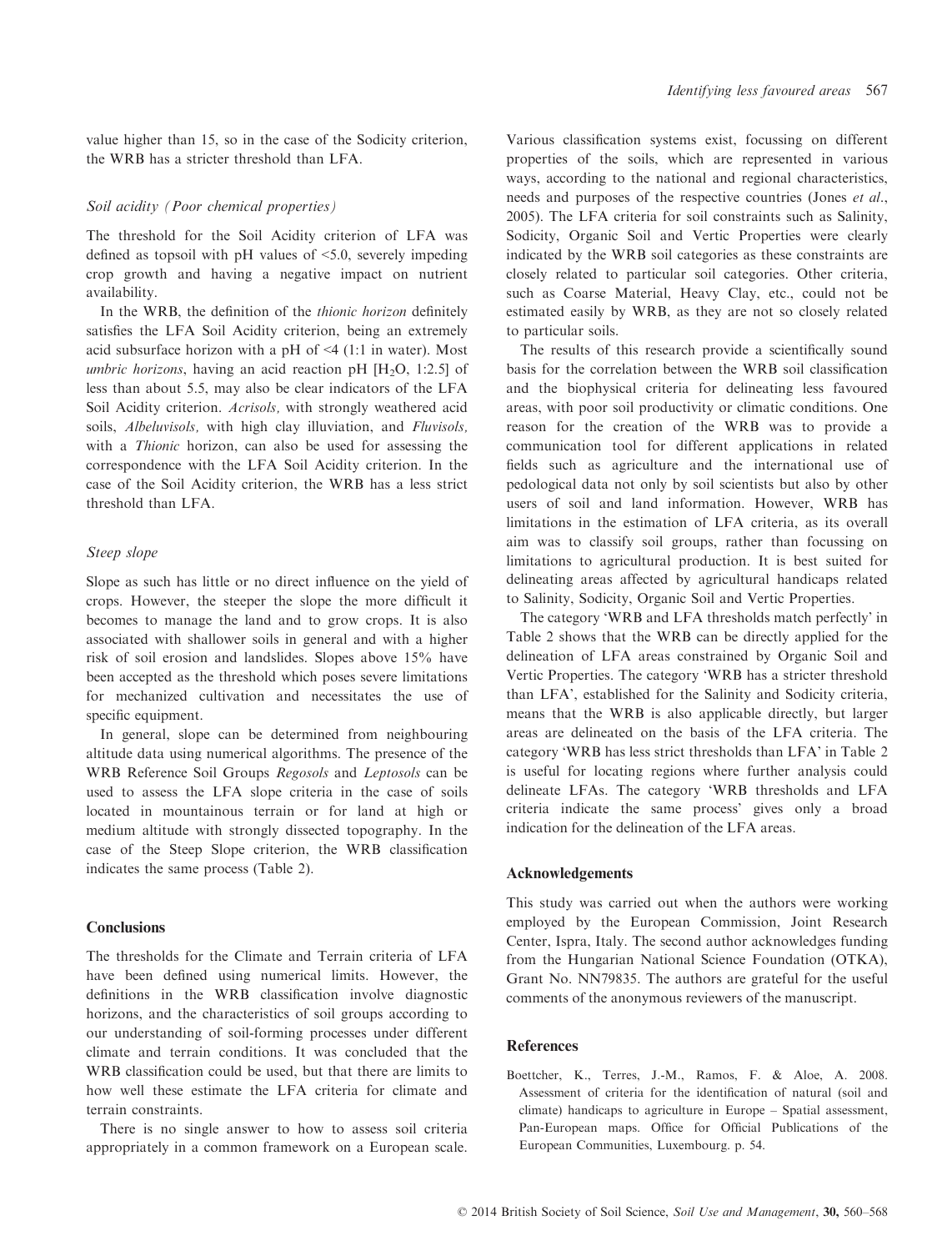value higher than 15, so in the case of the Sodicity criterion, the WRB has a stricter threshold than LFA.

### *Soil acidity (Poor chemical properties)*

The threshold for the Soil Acidity criterion of LFA was defined as topsoil with pH values of <5.0, severely impeding crop growth and having a negative impact on nutrient availability.

In the WRB, the definition of the *thionic horizon* definitely satisfies the LFA Soil Acidity criterion, being an extremely acid subsurface horizon with a pH of <4 (1:1 in water). Most *umbric horizons*, having an acid reaction pH [$H_2O$, 1:2.5] of less than about 5.5, may also be clear indicators of the LFA Soil Acidity criterion. *Acrisols,* with strongly weathered acid soils, *Albeluvisols,* with high clay illuviation, and *Fluvisols,* with a *Thionic* horizon, can also be used for assessing the correspondence with the LFA Soil Acidity criterion. In the case of the Soil Acidity criterion, the WRB has a less strict threshold than LFA.

### *Steep slope*

Slope as such has little or no direct influence on the yield of crops. However, the steeper the slope the more difficult it becomes to manage the land and to grow crops. It is also associated with shallower soils in general and with a higher risk of soil erosion and landslides. Slopes above 15% have been accepted as the threshold which poses severe limitations for mechanized cultivation and necessitates the use of specific equipment.

In general, slope can be determined from neighbouring altitude data using numerical algorithms. The presence of the WRB Reference Soil Groups *Regosols* and *Leptosols* can be used to assess the LFA slope criteria in the case of soils located in mountainous terrain or for land at high or medium altitude with strongly dissected topography. In the case of the Steep Slope criterion, the WRB classification indicates the same process (Table 2).

## Conclusions

The thresholds for the Climate and Terrain criteria of LFA have been defined using numerical limits. However, the definitions in the WRB classification involve diagnostic horizons, and the characteristics of soil groups according to our understanding of soil-forming processes under different climate and terrain conditions. It was concluded that the WRB classification could be used, but that there are limits to how well these estimate the LFA criteria for climate and terrain constraints.

There is no single answer to how to assess soil criteria appropriately in a common framework on a European scale. Various classification systems exist, focussing on different properties of the soils, which are represented in various ways, according to the national and regional characteristics, needs and purposes of the respective countries (Jones *et al.*, 2005). The LFA criteria for soil constraints such as Salinity, Sodicity, Organic Soil and Vertic Properties were clearly indicated by the WRB soil categories as these constraints are closely related to particular soil categories. Other criteria, such as Coarse Material, Heavy Clay, etc., could not be estimated easily by WRB, as they are not so closely related to particular soils.

The results of this research provide a scientifically sound basis for the correlation between the WRB soil classification and the biophysical criteria for delineating less favoured areas, with poor soil productivity or climatic conditions. One reason for the creation of the WRB was to provide a communication tool for different applications in related fields such as agriculture and the international use of pedological data not only by soil scientists but also by other users of soil and land information. However, WRB has limitations in the estimation of LFA criteria, as its overall aim was to classify soil groups, rather than focussing on limitations to agricultural production. It is best suited for delineating areas affected by agricultural handicaps related to Salinity, Sodicity, Organic Soil and Vertic Properties.

The category 'WRB and LFA thresholds match perfectly' in Table 2 shows that the WRB can be directly applied for the delineation of LFA areas constrained by Organic Soil and Vertic Properties. The category 'WRB has a stricter threshold than LFA', established for the Salinity and Sodicity criteria, means that the WRB is also applicable directly, but larger areas are delineated on the basis of the LFA criteria. The category 'WRB has less strict thresholds than LFA' in Table 2 is useful for locating regions where further analysis could delineate LFAs. The category 'WRB thresholds and LFA criteria indicate the same process' gives only a broad indication for the delineation of the LFA areas.

## Acknowledgements

This study was carried out when the authors were working employed by the European Commission, Joint Research Center, Ispra, Italy. The second author acknowledges funding from the Hungarian National Science Foundation (OTKA), Grant No. NN79835. The authors are grateful for the useful comments of the anonymous reviewers of the manuscript.

## References

Boettcher, K., Terres, J.-M., Ramos, F. & Aloe, A. 2008. Assessment of criteria for the identification of natural (soil and climate) handicaps to agriculture in Europe – Spatial assessment, Pan-European maps. Office for Official Publications of the European Communities, Luxembourg. p. 54.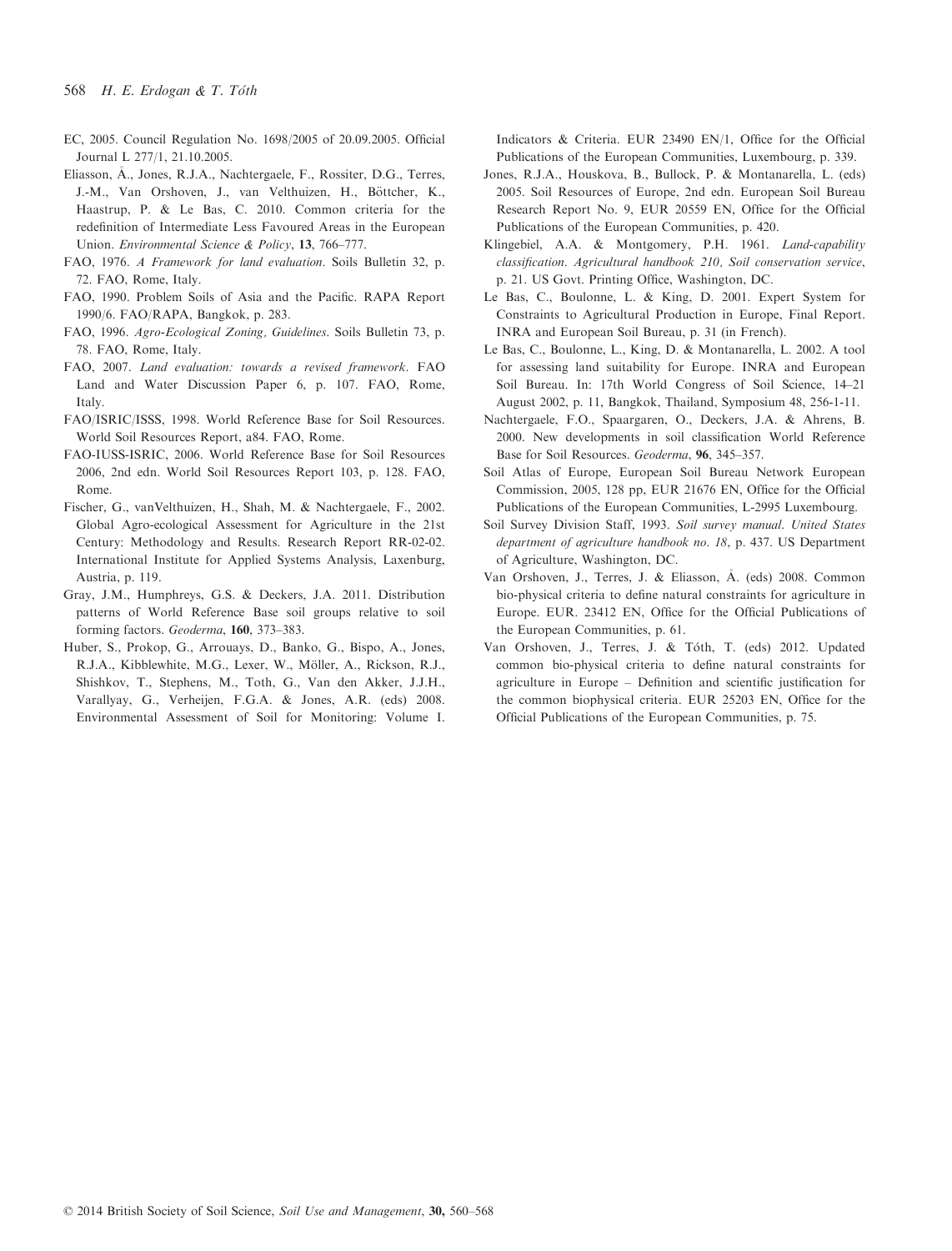EC, 2005. Council Regulation No. 1698/2005 of 20.09.2005. Official Journal L 277/1, 21.10.2005.

Eliasson, Å., Jones, R.J.A., Nachtergaele, F., Rossiter, D.G., Terres, J.-M., Van Orshoven, J., van Velthuizen, H., Böttcher, K., Haastrup, P. & Le Bas, C. 2010. Common criteria for the redefinition of Intermediate Less Favoured Areas in the European Union. *Environmental Science & Policy*, **13**, 766–777.

FAO, 1976. *A Framework for land evaluation*. Soils Bulletin 32, p. 72. FAO, Rome, Italy.

FAO, 1990. Problem Soils of Asia and the Pacific. RAPA Report 1990/6. FAO/RAPA, Bangkok, p. 283.

FAO, 1996. *Agro-Ecological Zoning, Guidelines*. Soils Bulletin 73, p. 78. FAO, Rome, Italy.

FAO, 2007. *Land evaluation: towards a revised framework*. FAO Land and Water Discussion Paper 6, p. 107. FAO, Rome, Italy.

FAO/ISRIC/ISSS, 1998. World Reference Base for Soil Resources. World Soil Resources Report, a84. FAO, Rome.

FAO-IUSS-ISRIC, 2006. World Reference Base for Soil Resources 2006, 2nd edn. World Soil Resources Report 103, p. 128. FAO, Rome.

Fischer, G., vanVelthuizen, H., Shah, M. & Nachtergaele, F., 2002. Global Agro-ecological Assessment for Agriculture in the 21st Century: Methodology and Results. Research Report RR-02-02. International Institute for Applied Systems Analysis, Laxenburg, Austria, p. 119.

Gray, J.M., Humphreys, G.S. & Deckers, J.A. 2011. Distribution patterns of World Reference Base soil groups relative to soil forming factors. *Geoderma*, **160**, 373–383.

Huber, S., Prokop, G., Arrouays, D., Banko, G., Bispo, A., Jones, R.J.A., Kibblewhite, M.G., Lexer, W., Möller, A., Rickson, R.J., Shishkov, T., Stephens, M., Toth, G., Van den Akker, J.J.H., Varallyay, G., Verheijen, F.G.A. & Jones, A.R. (eds) 2008. Environmental Assessment of Soil for Monitoring: Volume I. Indicators & Criteria. EUR 23490 EN/1, Office for the Official Publications of the European Communities, Luxembourg, p. 339.

Jones, R.J.A., Houskova, B., Bullock, P. & Montanarella, L. (eds) 2005. Soil Resources of Europe, 2nd edn. European Soil Bureau Research Report No. 9, EUR 20559 EN, Office for the Official Publications of the European Communities, p. 420.

Klingebiel, A.A. & Montgomery, P.H. 1961. *Land-capability classification. Agricultural handbook 210, Soil conservation service*, p. 21. US Govt. Printing Office, Washington, DC.

Le Bas, C., Boulonne, L. & King, D. 2001. Expert System for Constraints to Agricultural Production in Europe, Final Report. INRA and European Soil Bureau, p. 31 (in French).

Le Bas, C., Boulonne, L., King, D. & Montanarella, L. 2002. A tool for assessing land suitability for Europe. INRA and European Soil Bureau. In: 17th World Congress of Soil Science, 14–21 August 2002, p. 11, Bangkok, Thailand, Symposium 48, 256-1-11.

Nachtergaele, F.O., Spaargaren, O., Deckers, J.A. & Ahrens, B. 2000. New developments in soil classification World Reference Base for Soil Resources. *Geoderma*, **96**, 345–357.

Soil Atlas of Europe, European Soil Bureau Network European Commission, 2005, 128 pp, EUR 21676 EN, Office for the Official Publications of the European Communities, L-2995 Luxembourg.

Soil Survey Division Staff, 1993. *Soil survey manual. United States department of agriculture handbook no. 18*, p. 437. US Department of Agriculture, Washington, DC.

Van Orshoven, J., Terres, J. & Eliasson, Å. (eds) 2008. Common bio-physical criteria to define natural constraints for agriculture in Europe. EUR. 23412 EN, Office for the Official Publications of the European Communities, p. 61.

Van Orshoven, J., Terres, J. & Tóth, T. (eds) 2012. Updated common bio-physical criteria to define natural constraints for agriculture in Europe – Definition and scientific justification for the common biophysical criteria. EUR 25203 EN, Office for the Official Publications of the European Communities, p. 75.